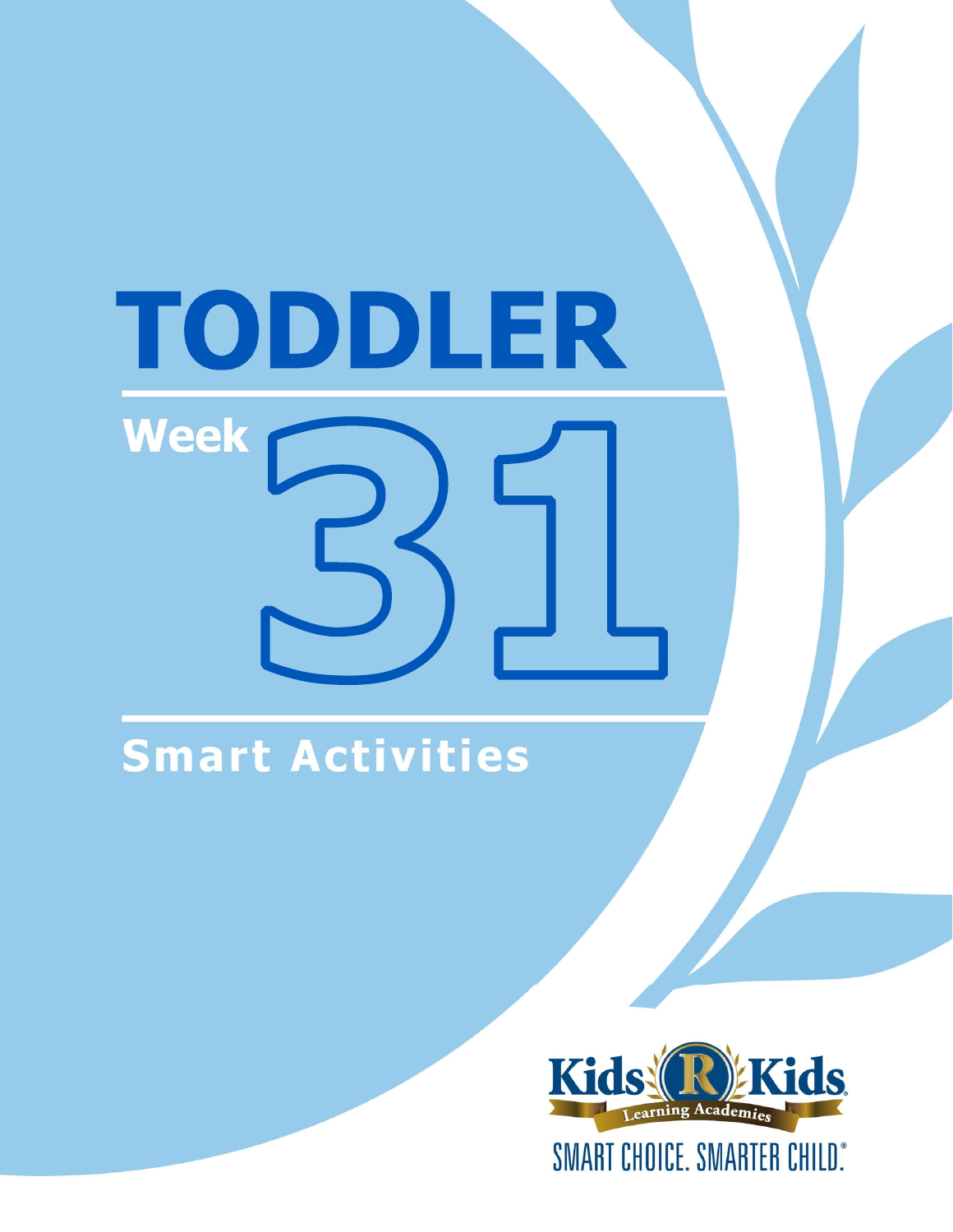# TODDLER

## Week 31

## Smart Activities

Kids R Kids Learning Academies

SMART CHOICE. SMARTER CHILD.®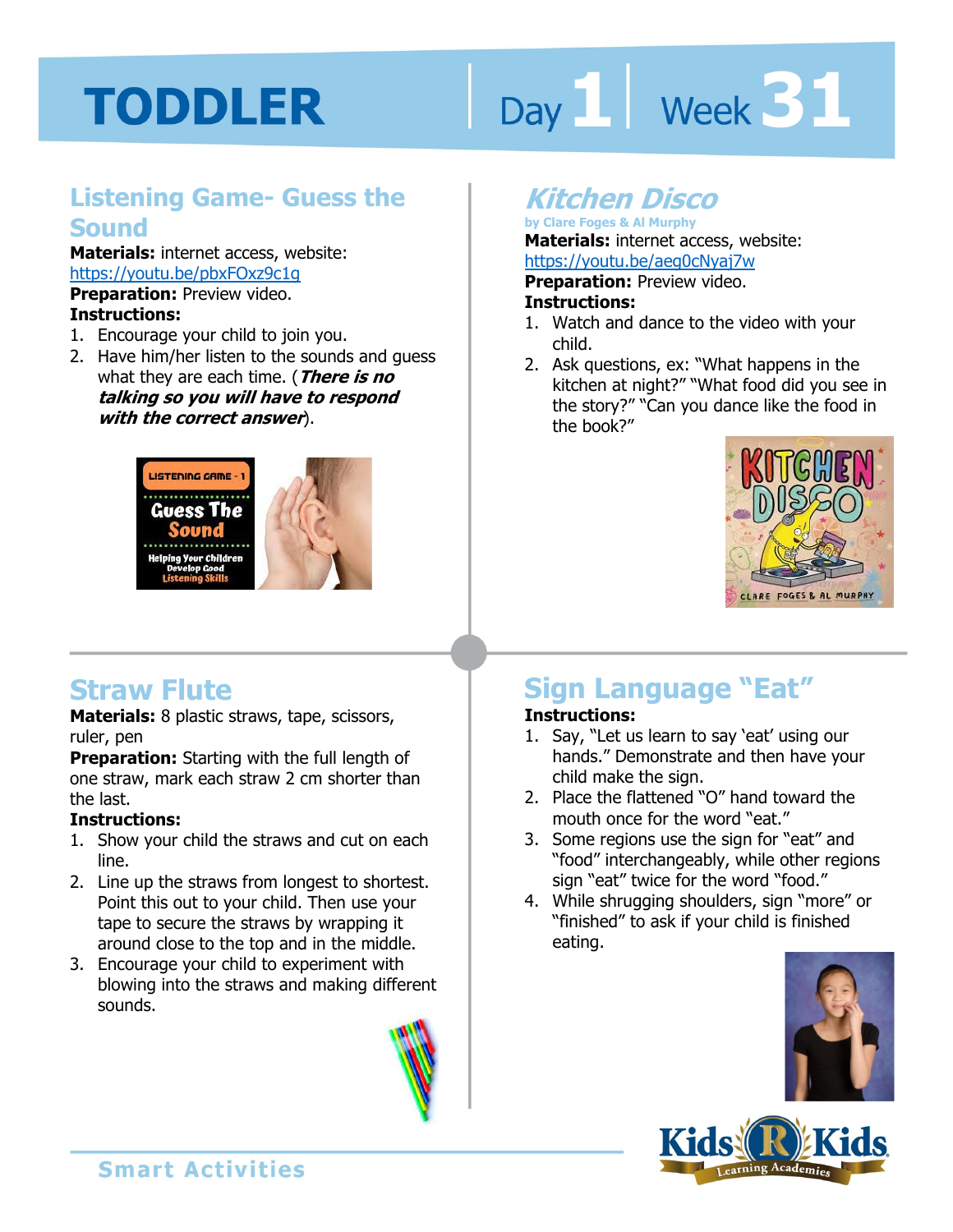# TODDLER

Day 1 | Week 31

## Listening Game- Guess the Sound

**Materials:** internet access, website: https://youtu.be/pbxFOxz9c1g

**Preparation:** Preview video.

**Instructions:**

1. Encourage your child to join you.
2. Have him/her listen to the sounds and guess what they are each time. (***There is no talking so you will have to respond with the correct answer***).

## *Kitchen Disco*

by Clare Foges & Al Murphy

**Materials:** internet access, website: https://youtu.be/aeg0cNyaj7w

**Preparation:** Preview video.

**Instructions:**

1. Watch and dance to the video with your child.
2. Ask questions, ex: "What happens in the kitchen at night?" "What food did you see in the story?" "Can you dance like the food in the book?"

## Straw Flute

**Materials:** 8 plastic straws, tape, scissors, ruler, pen

**Preparation:** Starting with the full length of one straw, mark each straw 2 cm shorter than the last.

**Instructions:**

1. Show your child the straws and cut on each line.
2. Line up the straws from longest to shortest. Point this out to your child. Then use your tape to secure the straws by wrapping it around close to the top and in the middle.
3. Encourage your child to experiment with blowing into the straws and making different sounds.

## Sign Language "Eat"

**Instructions:**

1. Say, "Let us learn to say 'eat' using our hands." Demonstrate and then have your child make the sign.
2. Place the flattened "O" hand toward the mouth once for the word "eat."
3. Some regions use the sign for "eat" and "food" interchangeably, while other regions sign "eat" twice for the word "food."
4. While shrugging shoulders, sign "more" or "finished" to ask if your child is finished eating.

Smart Activities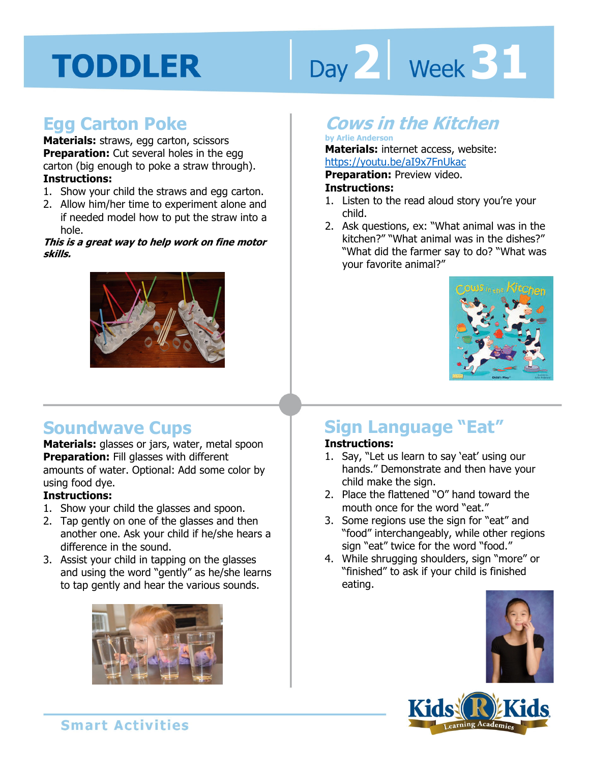# TODDLER

Day 2 | Week 31

## Egg Carton Poke

**Materials:** straws, egg carton, scissors
**Preparation:** Cut several holes in the egg carton (big enough to poke a straw through).
**Instructions:**

1. Show your child the straws and egg carton.
2. Allow him/her time to experiment alone and if needed model how to put the straw into a hole.

***This is a great way to help work on fine motor skills.***

## *Cows in the Kitchen*

**by Arlie Anderson**

**Materials:** internet access, website: https://youtu.be/aI9x7FnUkac
**Preparation:** Preview video.
**Instructions:**

1. Listen to the read aloud story you're your child.
2. Ask questions, ex: "What animal was in the kitchen?" "What animal was in the dishes?" "What did the farmer say to do? "What was your favorite animal?"

## Soundwave Cups

**Materials:** glasses or jars, water, metal spoon
**Preparation:** Fill glasses with different amounts of water. Optional: Add some color by using food dye.
**Instructions:**

1. Show your child the glasses and spoon.
2. Tap gently on one of the glasses and then another one. Ask your child if he/she hears a difference in the sound.
3. Assist your child in tapping on the glasses and using the word "gently" as he/she learns to tap gently and hear the various sounds.

## Sign Language "Eat"

**Instructions:**

1. Say, "Let us learn to say 'eat' using our hands." Demonstrate and then have your child make the sign.
2. Place the flattened "O" hand toward the mouth once for the word "eat."
3. Some regions use the sign for "eat" and "food" interchangeably, while other regions sign "eat" twice for the word "food."
4. While shrugging shoulders, sign "more" or "finished" to ask if your child is finished eating.

Smart Activities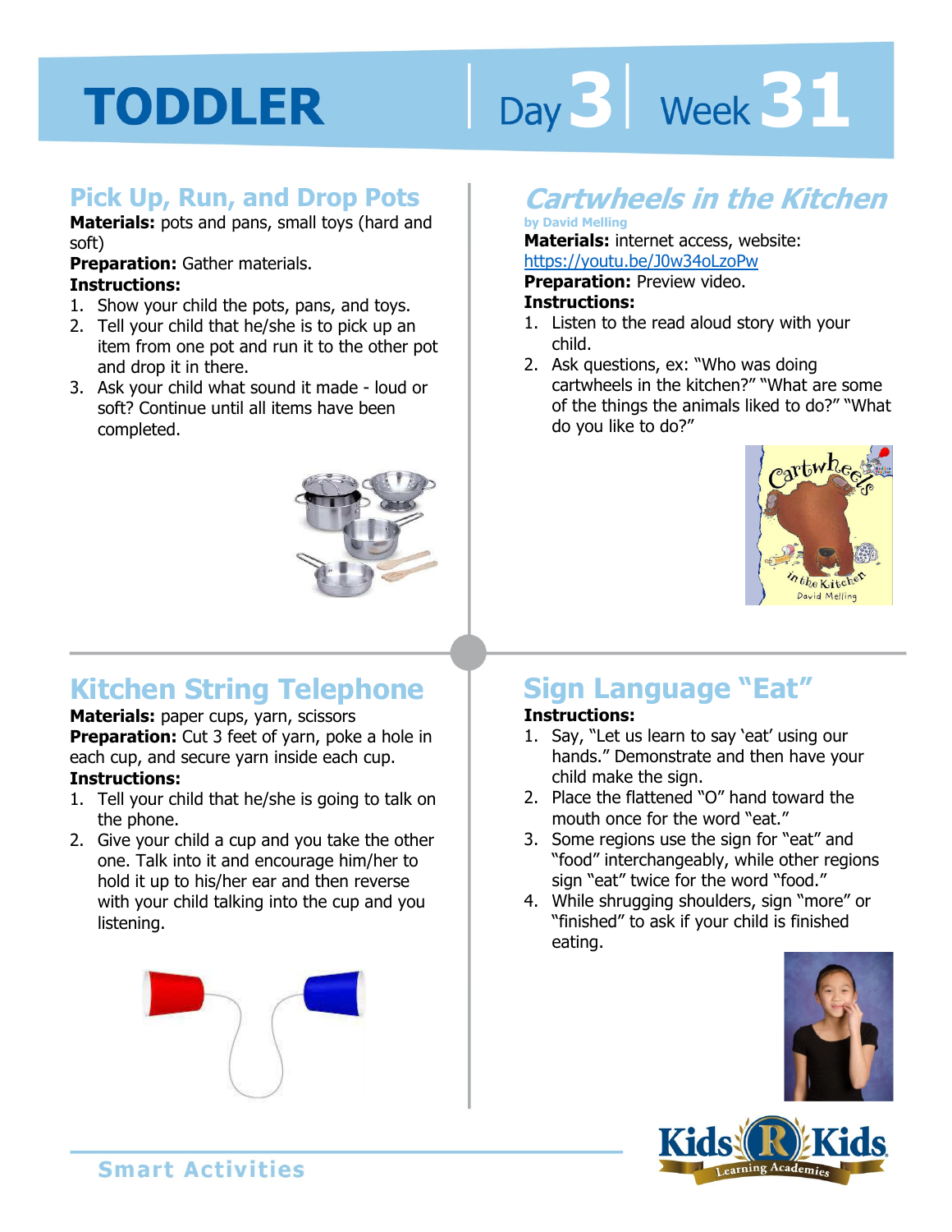# TODDLER

Day 3 | Week 31

## Pick Up, Run, and Drop Pots

**Materials:** pots and pans, small toys (hard and soft)

**Preparation:** Gather materials.

**Instructions:**

1. Show your child the pots, pans, and toys.
2. Tell your child that he/she is to pick up an item from one pot and run it to the other pot and drop it in there.
3. Ask your child what sound it made - loud or soft? Continue until all items have been completed.

## *Cartwheels in the Kitchen*

by David Melling

**Materials:** internet access, website: https://youtu.be/J0w34oLzoPw

**Preparation:** Preview video.

**Instructions:**

1. Listen to the read aloud story with your child.
2. Ask questions, ex: "Who was doing cartwheels in the kitchen?" "What are some of the things the animals liked to do?" "What do you like to do?"

## Kitchen String Telephone

**Materials:** paper cups, yarn, scissors

**Preparation:** Cut 3 feet of yarn, poke a hole in each cup, and secure yarn inside each cup.

**Instructions:**

1. Tell your child that he/she is going to talk on the phone.
2. Give your child a cup and you take the other one. Talk into it and encourage him/her to hold it up to his/her ear and then reverse with your child talking into the cup and you listening.

## Sign Language "Eat"

**Instructions:**

1. Say, "Let us learn to say 'eat' using our hands." Demonstrate and then have your child make the sign.
2. Place the flattened "O" hand toward the mouth once for the word "eat."
3. Some regions use the sign for "eat" and "food" interchangeably, while other regions sign "eat" twice for the word "food."
4. While shrugging shoulders, sign "more" or "finished" to ask if your child is finished eating.

Smart Activities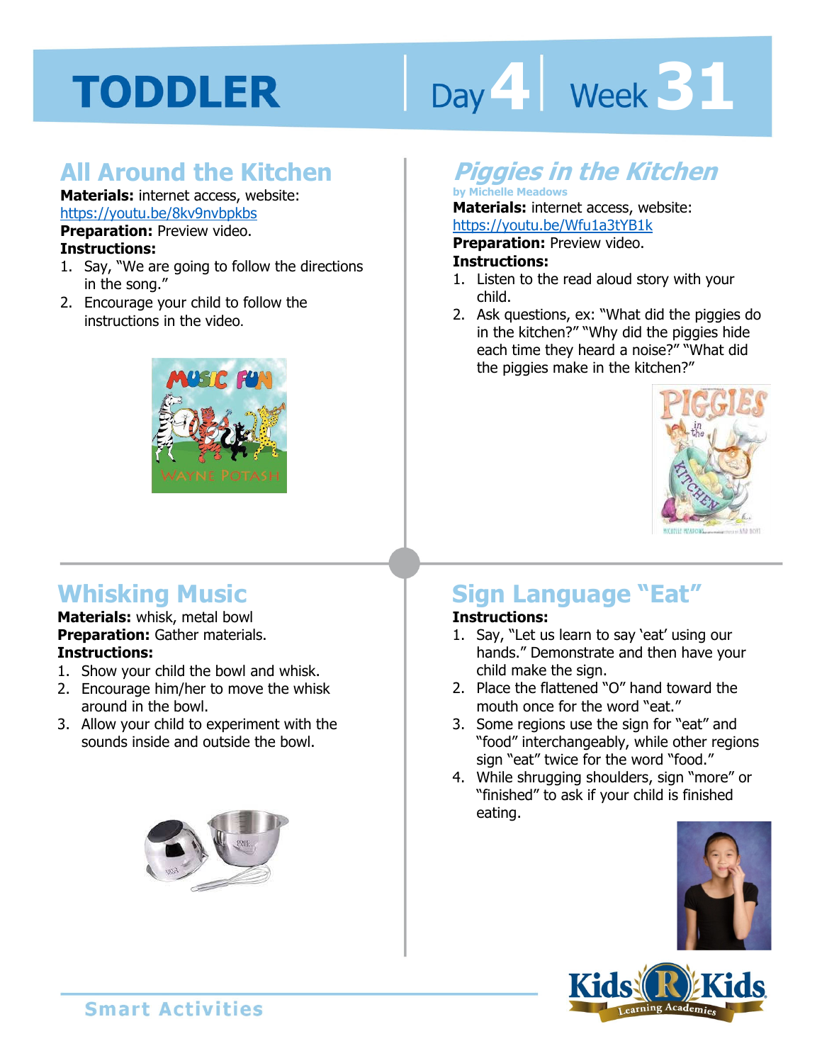# TODDLER

Day 4 | Week 31

## All Around the Kitchen

**Materials:** internet access, website: https://youtu.be/8kv9nvbpkbs
**Preparation:** Preview video.
**Instructions:**

1. Say, "We are going to follow the directions in the song."
2. Encourage your child to follow the instructions in the video.

## *Piggies in the Kitchen*

by Michelle Meadows

**Materials:** internet access, website: https://youtu.be/Wfu1a3tYB1k
**Preparation:** Preview video.
**Instructions:**

1. Listen to the read aloud story with your child.
2. Ask questions, ex: "What did the piggies do in the kitchen?" "Why did the piggies hide each time they heard a noise?" "What did the piggies make in the kitchen?"

## Whisking Music

**Materials:** whisk, metal bowl
**Preparation:** Gather materials.
**Instructions:**

1. Show your child the bowl and whisk.
2. Encourage him/her to move the whisk around in the bowl.
3. Allow your child to experiment with the sounds inside and outside the bowl.

## Sign Language "Eat"

**Instructions:**

1. Say, "Let us learn to say 'eat' using our hands." Demonstrate and then have your child make the sign.
2. Place the flattened "O" hand toward the mouth once for the word "eat."
3. Some regions use the sign for "eat" and "food" interchangeably, while other regions sign "eat" twice for the word "food."
4. While shrugging shoulders, sign "more" or "finished" to ask if your child is finished eating.

Smart Activities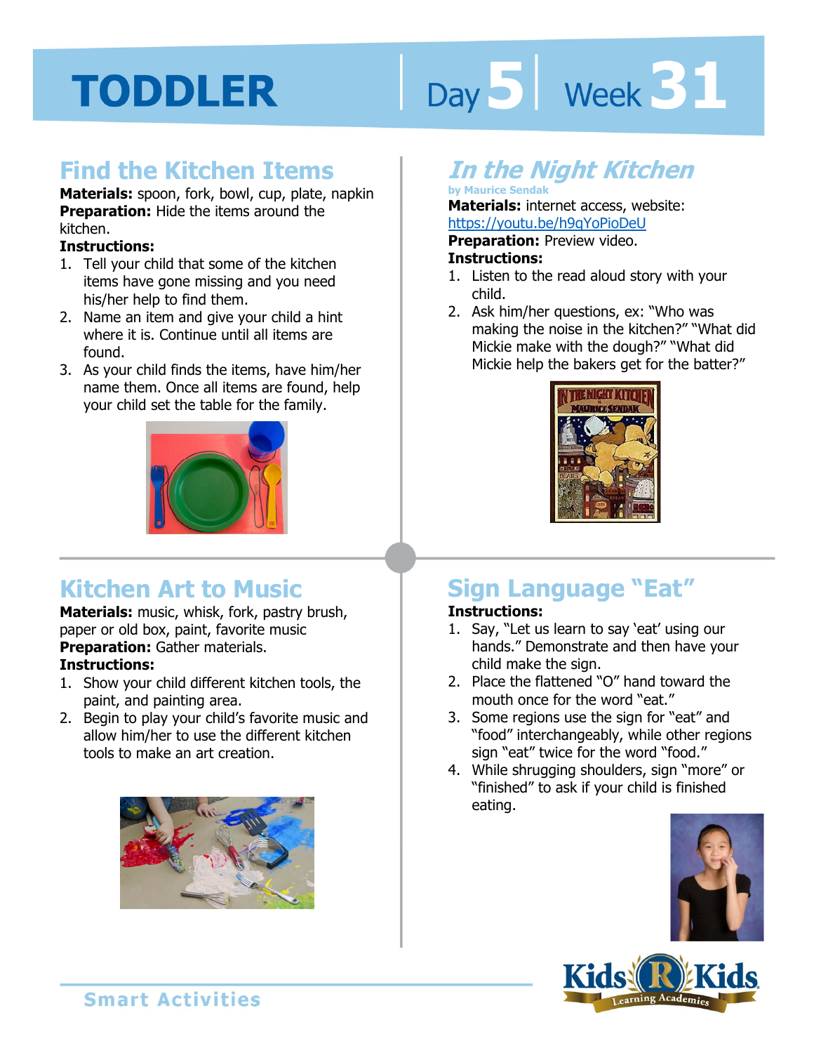# TODDLER

Day 5 | Week 31

## Find the Kitchen Items

**Materials:** spoon, fork, bowl, cup, plate, napkin
**Preparation:** Hide the items around the kitchen.
**Instructions:**

1. Tell your child that some of the kitchen items have gone missing and you need his/her help to find them.
2. Name an item and give your child a hint where it is. Continue until all items are found.
3. As your child finds the items, have him/her name them. Once all items are found, help your child set the table for the family.

## *In the Night Kitchen*

by Maurice Sendak

**Materials:** internet access, website: https://youtu.be/h9qYoPioDeU
**Preparation:** Preview video.
**Instructions:**

1. Listen to the read aloud story with your child.
2. Ask him/her questions, ex: "Who was making the noise in the kitchen?" "What did Mickie make with the dough?" "What did Mickie help the bakers get for the batter?"

## Kitchen Art to Music

**Materials:** music, whisk, fork, pastry brush, paper or old box, paint, favorite music
**Preparation:** Gather materials.
**Instructions:**

1. Show your child different kitchen tools, the paint, and painting area.
2. Begin to play your child's favorite music and allow him/her to use the different kitchen tools to make an art creation.

## Sign Language "Eat"

**Instructions:**

1. Say, "Let us learn to say 'eat' using our hands." Demonstrate and then have your child make the sign.
2. Place the flattened "O" hand toward the mouth once for the word "eat."
3. Some regions use the sign for "eat" and "food" interchangeably, while other regions sign "eat" twice for the word "food."
4. While shrugging shoulders, sign "more" or "finished" to ask if your child is finished eating.

Smart Activities